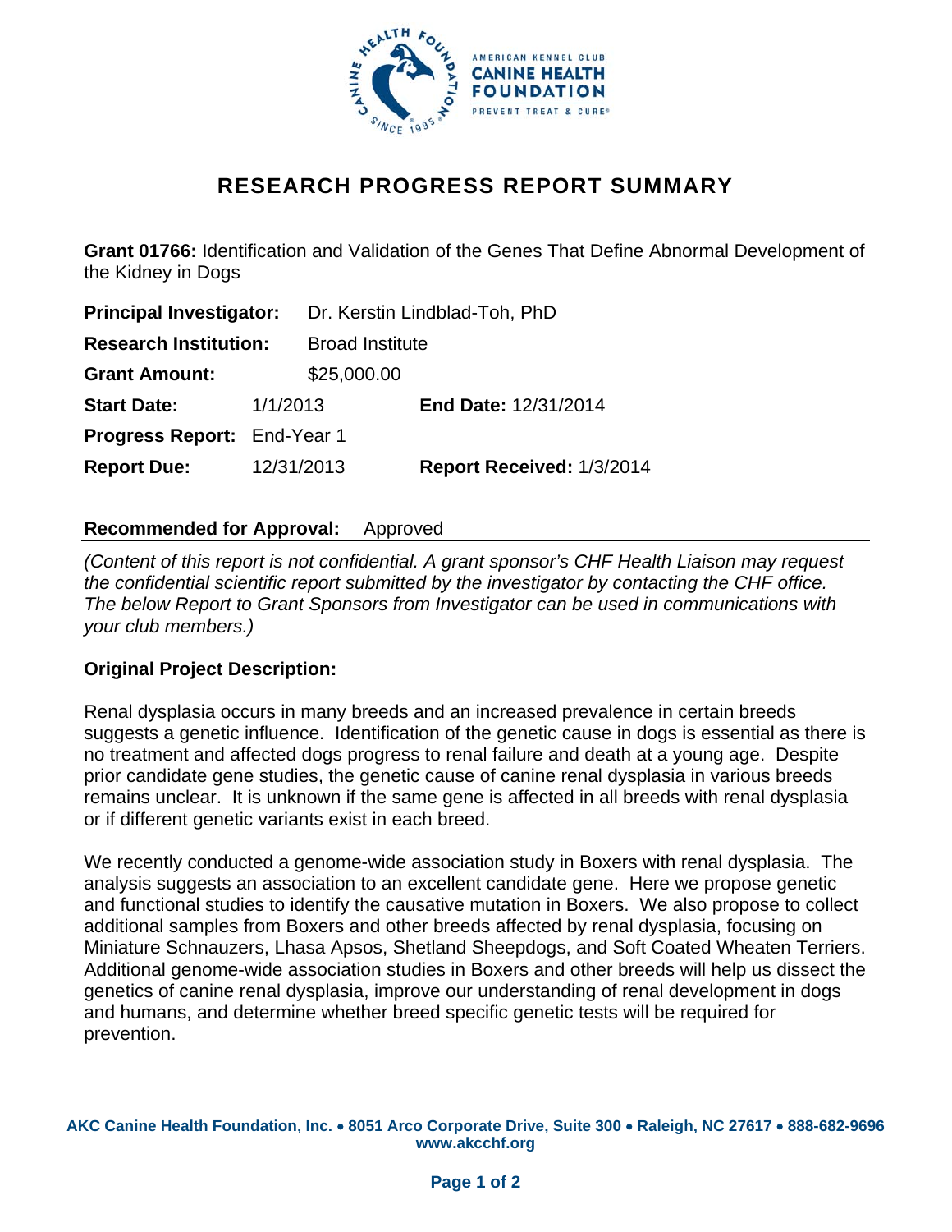# RESEARCH PROGRESS REPORT SUMMARY

**Grant 01766:** Identification and Validation of the Genes That Define Abnormal Development of the Kidney in Dogs

**Principal Investigator:** Dr. Kerstin Lindblad-Toh, PhD

**Research Institution:** Broad Institute

**Grant Amount:** $25,000.00

**Start Date:** 1/1/2013 **End Date:** 12/31/2014

**Progress Report:** End-Year 1

**Report Due:** 12/31/2013 **Report Received:** 1/3/2014

**Recommended for Approval:** Approved

*(Content of this report is not confidential. A grant sponsor's CHF Health Liaison may request the confidential scientific report submitted by the investigator by contacting the CHF office. The below Report to Grant Sponsors from Investigator can be used in communications with your club members.)*

**Original Project Description:**

Renal dysplasia occurs in many breeds and an increased prevalence in certain breeds suggests a genetic influence. Identification of the genetic cause in dogs is essential as there is no treatment and affected dogs progress to renal failure and death at a young age. Despite prior candidate gene studies, the genetic cause of canine renal dysplasia in various breeds remains unclear. It is unknown if the same gene is affected in all breeds with renal dysplasia or if different genetic variants exist in each breed.

We recently conducted a genome-wide association study in Boxers with renal dysplasia. The analysis suggests an association to an excellent candidate gene. Here we propose genetic and functional studies to identify the causative mutation in Boxers. We also propose to collect additional samples from Boxers and other breeds affected by renal dysplasia, focusing on Miniature Schnauzers, Lhasa Apsos, Shetland Sheepdogs, and Soft Coated Wheaten Terriers. Additional genome-wide association studies in Boxers and other breeds will help us dissect the genetics of canine renal dysplasia, improve our understanding of renal development in dogs and humans, and determine whether breed specific genetic tests will be required for prevention.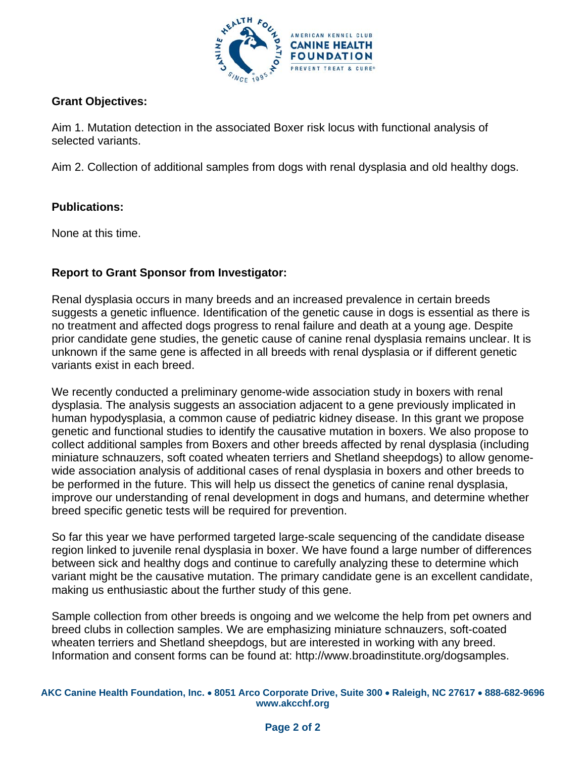**Grant Objectives:**

Aim 1. Mutation detection in the associated Boxer risk locus with functional analysis of selected variants.

Aim 2. Collection of additional samples from dogs with renal dysplasia and old healthy dogs.

**Publications:**

None at this time.

**Report to Grant Sponsor from Investigator:**

Renal dysplasia occurs in many breeds and an increased prevalence in certain breeds suggests a genetic influence. Identification of the genetic cause in dogs is essential as there is no treatment and affected dogs progress to renal failure and death at a young age. Despite prior candidate gene studies, the genetic cause of canine renal dysplasia remains unclear. It is unknown if the same gene is affected in all breeds with renal dysplasia or if different genetic variants exist in each breed.

We recently conducted a preliminary genome-wide association study in boxers with renal dysplasia. The analysis suggests an association adjacent to a gene previously implicated in human hypodysplasia, a common cause of pediatric kidney disease. In this grant we propose genetic and functional studies to identify the causative mutation in boxers. We also propose to collect additional samples from Boxers and other breeds affected by renal dysplasia (including miniature schnauzers, soft coated wheaten terriers and Shetland sheepdogs) to allow genome-wide association analysis of additional cases of renal dysplasia in boxers and other breeds to be performed in the future. This will help us dissect the genetics of canine renal dysplasia, improve our understanding of renal development in dogs and humans, and determine whether breed specific genetic tests will be required for prevention.

So far this year we have performed targeted large-scale sequencing of the candidate disease region linked to juvenile renal dysplasia in boxer. We have found a large number of differences between sick and healthy dogs and continue to carefully analyzing these to determine which variant might be the causative mutation. The primary candidate gene is an excellent candidate, making us enthusiastic about the further study of this gene.

Sample collection from other breeds is ongoing and we welcome the help from pet owners and breed clubs in collection samples. We are emphasizing miniature schnauzers, soft-coated wheaten terriers and Shetland sheepdogs, but are interested in working with any breed. Information and consent forms can be found at: http://www.broadinstitute.org/dogsamples.